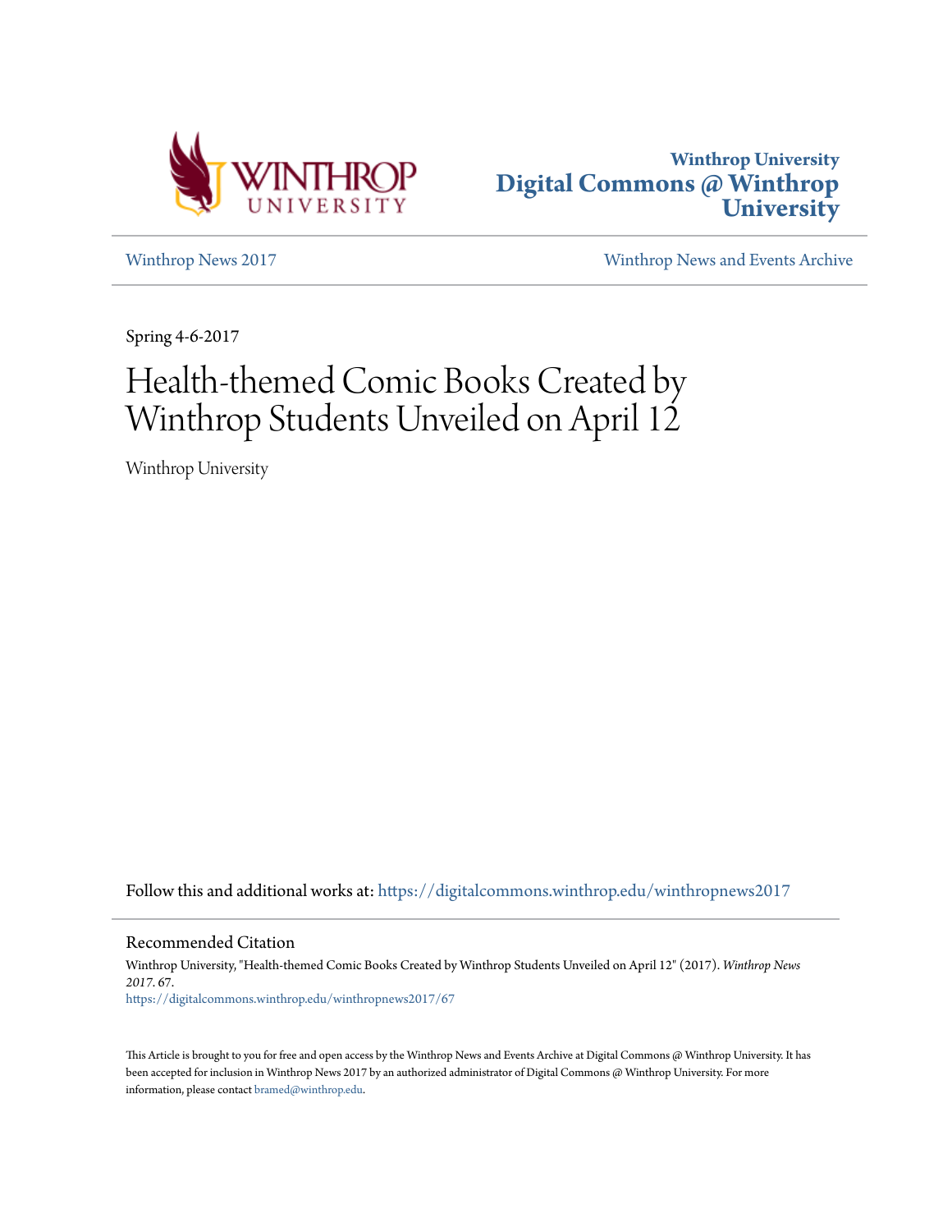Winthrop University
Digital Commons @ Winthrop University

Winthrop News 2017 | Winthrop News and Events Archive

Spring 4-6-2017

# Health-themed Comic Books Created by Winthrop Students Unveiled on April 12

Winthrop University

Follow this and additional works at: https://digitalcommons.winthrop.edu/winthropnews2017

## Recommended Citation

Winthrop University, "Health-themed Comic Books Created by Winthrop Students Unveiled on April 12" (2017). *Winthrop News 2017*. 67.
https://digitalcommons.winthrop.edu/winthropnews2017/67

This Article is brought to you for free and open access by the Winthrop News and Events Archive at Digital Commons @ Winthrop University. It has been accepted for inclusion in Winthrop News 2017 by an authorized administrator of Digital Commons @ Winthrop University. For more information, please contact bramed@winthrop.edu.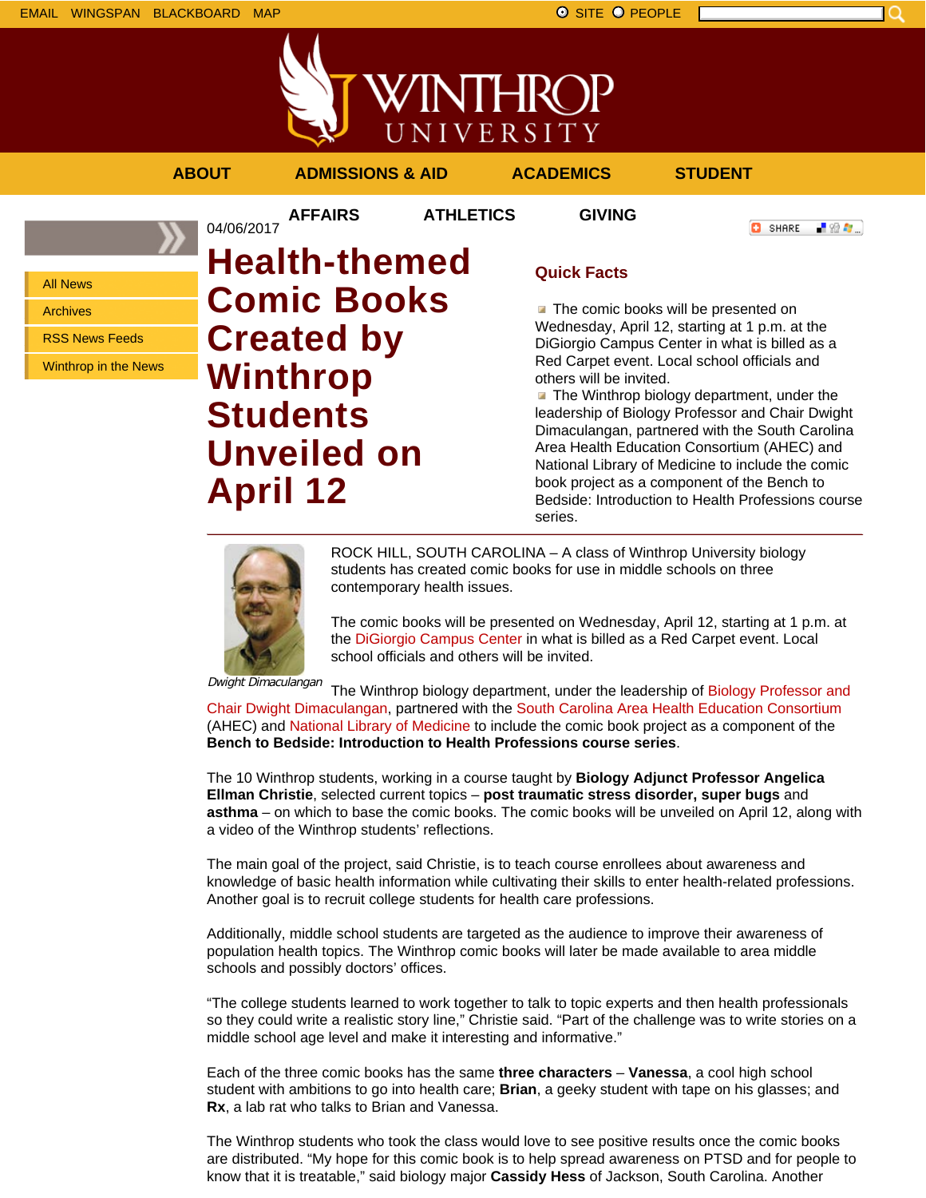EMAIL WINGSPAN BLACKBOARD MAP

SITE PEOPLE

ABOUT ADMISSIONS & AID ACADEMICS STUDENT AFFAIRS ATHLETICS GIVING

- All News
- Archives
- RSS News Feeds
- Winthrop in the News

04/06/2017

# Health-themed Comic Books Created by Winthrop Students Unveiled on April 12

## Quick Facts

- The comic books will be presented on Wednesday, April 12, starting at 1 p.m. at the DiGiorgio Campus Center in what is billed as a Red Carpet event. Local school officials and others will be invited.
- The Winthrop biology department, under the leadership of Biology Professor and Chair Dwight Dimaculangan, partnered with the South Carolina Area Health Education Consortium (AHEC) and National Library of Medicine to include the comic book project as a component of the Bench to Bedside: Introduction to Health Professions course series.

---

*Dwight Dimaculangan*

ROCK HILL, SOUTH CAROLINA – A class of Winthrop University biology students has created comic books for use in middle schools on three contemporary health issues.

The comic books will be presented on Wednesday, April 12, starting at 1 p.m. at the DiGiorgio Campus Center in what is billed as a Red Carpet event. Local school officials and others will be invited.

The Winthrop biology department, under the leadership of Biology Professor and Chair Dwight Dimaculangan, partnered with the South Carolina Area Health Education Consortium (AHEC) and National Library of Medicine to include the comic book project as a component of the **Bench to Bedside: Introduction to Health Professions course series**.

The 10 Winthrop students, working in a course taught by **Biology Adjunct Professor Angelica Ellman Christie**, selected current topics – **post traumatic stress disorder, super bugs** and **asthma** – on which to base the comic books. The comic books will be unveiled on April 12, along with a video of the Winthrop students' reflections.

The main goal of the project, said Christie, is to teach course enrollees about awareness and knowledge of basic health information while cultivating their skills to enter health-related professions. Another goal is to recruit college students for health care professions.

Additionally, middle school students are targeted as the audience to improve their awareness of population health topics. The Winthrop comic books will later be made available to area middle schools and possibly doctors' offices.

"The college students learned to work together to talk to topic experts and then health professionals so they could write a realistic story line," Christie said. "Part of the challenge was to write stories on a middle school age level and make it interesting and informative."

Each of the three comic books has the same **three characters** – **Vanessa**, a cool high school student with ambitions to go into health care; **Brian**, a geeky student with tape on his glasses; and **Rx**, a lab rat who talks to Brian and Vanessa.

The Winthrop students who took the class would love to see positive results once the comic books are distributed. "My hope for this comic book is to help spread awareness on PTSD and for people to know that it is treatable," said biology major **Cassidy Hess** of Jackson, South Carolina. Another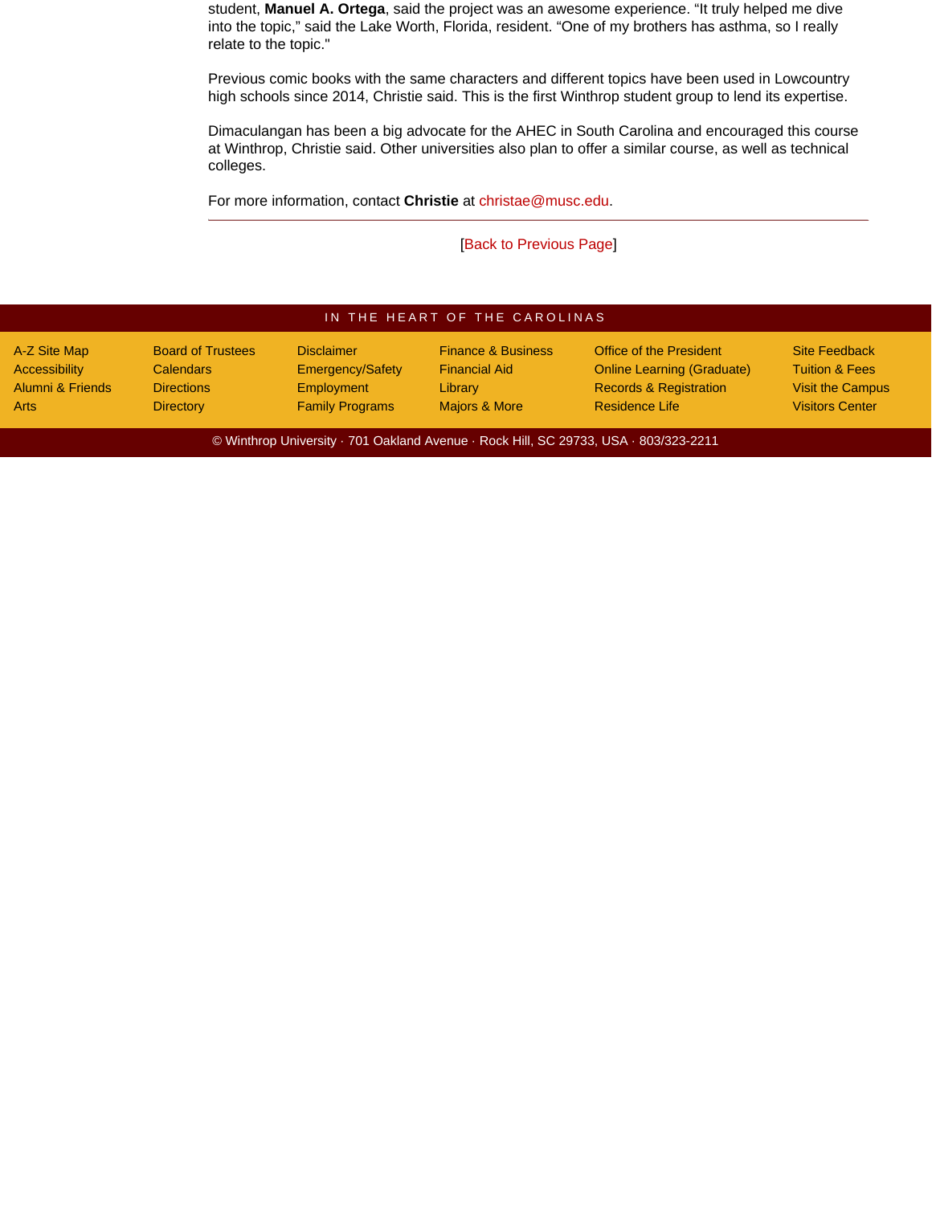student, **Manuel A. Ortega**, said the project was an awesome experience. “It truly helped me dive into the topic,” said the Lake Worth, Florida, resident. “One of my brothers has asthma, so I really relate to the topic."

Previous comic books with the same characters and different topics have been used in Lowcountry high schools since 2014, Christie said. This is the first Winthrop student group to lend its expertise.

Dimaculangan has been a big advocate for the AHEC in South Carolina and encouraged this course at Winthrop, Christie said. Other universities also plan to offer a similar course, as well as technical colleges.

For more information, contact **Christie** at christae@musc.edu.

---

[Back to Previous Page]

IN THE HEART OF THE CAROLINAS

| | | | | | |
|---|---|---|---|---|---|
| A-Z Site Map | Board of Trustees | Disclaimer | Finance & Business | Office of the President | Site Feedback |
| Accessibility | Calendars | Emergency/Safety | Financial Aid | Online Learning (Graduate) | Tuition & Fees |
| Alumni & Friends | Directions | Employment | Library | Records & Registration | Visit the Campus |
| Arts | Directory | Family Programs | Majors & More | Residence Life | Visitors Center |

© Winthrop University · 701 Oakland Avenue · Rock Hill, SC 29733, USA · 803/323-2211